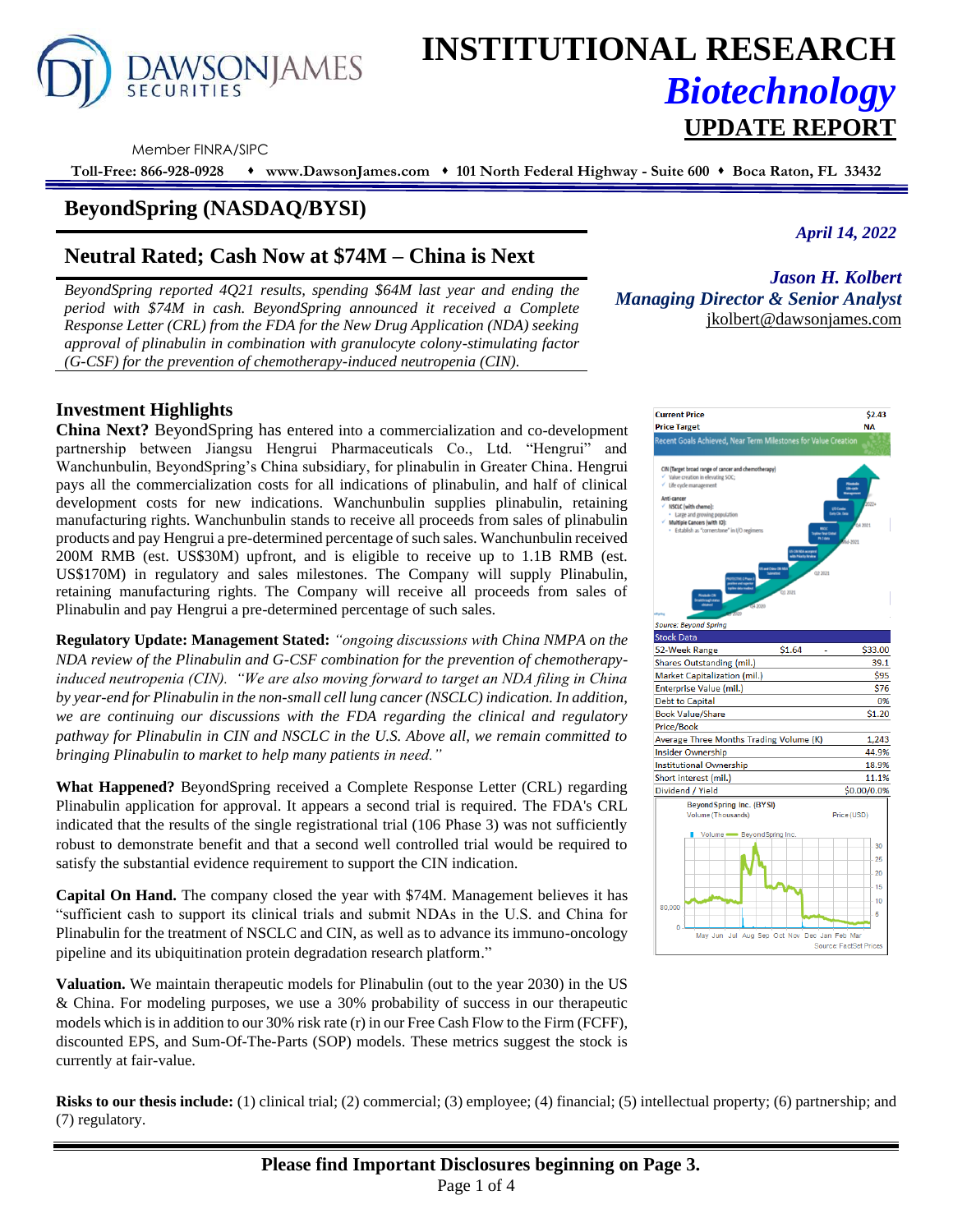# INSTITUTIONAL RESEARCH
## *Biotechnology*
## UPDATE REPORT

Member FINRA/SIPC

**Toll-Free: 866-928-0928 ♦ www.DawsonJames.com ♦ 101 North Federal Highway - Suite 600 ♦ Boca Raton, FL 33432**

## BeyondSpring (NASDAQ/BYSI)

*April 14, 2022*

## Neutral Rated; Cash Now at $74M – China is Next

*BeyondSpring reported 4Q21 results, spending $64M last year and ending the period with $74M in cash. BeyondSpring announced it received a Complete Response Letter (CRL) from the FDA for the New Drug Application (NDA) seeking approval of plinabulin in combination with granulocyte colony-stimulating factor (G-CSF) for the prevention of chemotherapy-induced neutropenia (CIN).*

***Jason H. Kolbert***
***Managing Director & Senior Analyst***
jkolbert@dawsonjames.com

### Investment Highlights

**China Next?** BeyondSpring has entered into a commercialization and co-development partnership between Jiangsu Hengrui Pharmaceuticals Co., Ltd. "Hengrui" and Wanchunbulin, BeyondSpring's China subsidiary, for plinabulin in Greater China. Hengrui pays all the commercialization costs for all indications of plinabulin, and half of clinical development costs for new indications. Wanchunbulin supplies plinabulin, retaining manufacturing rights. Wanchunbulin stands to receive all proceeds from sales of plinabulin products and pay Hengrui a pre-determined percentage of such sales. Wanchunbulin received 200M RMB (est. US$30M) upfront, and is eligible to receive up to 1.1B RMB (est. US$170M) in regulatory and sales milestones. The Company will supply Plinabulin, retaining manufacturing rights. The Company will receive all proceeds from sales of Plinabulin and pay Hengrui a pre-determined percentage of such sales.

**Regulatory Update: Management Stated:** *"ongoing discussions with China NMPA on the NDA review of the Plinabulin and G-CSF combination for the prevention of chemotherapy-induced neutropenia (CIN). "We are also moving forward to target an NDA filing in China by year-end for Plinabulin in the non-small cell lung cancer (NSCLC) indication. In addition, we are continuing our discussions with the FDA regarding the clinical and regulatory pathway for Plinabulin in CIN and NSCLC in the U.S. Above all, we remain committed to bringing Plinabulin to market to help many patients in need."*

**What Happened?** BeyondSpring received a Complete Response Letter (CRL) regarding Plinabulin application for approval. It appears a second trial is required. The FDA's CRL indicated that the results of the single registrational trial (106 Phase 3) was not sufficiently robust to demonstrate benefit and that a second well controlled trial would be required to satisfy the substantial evidence requirement to support the CIN indication.

**Cash On Hand.** The company closed the year with $74M. Management believes it has "sufficient cash to support its clinical trials and submit NDAs in the U.S. and China for Plinabulin for the treatment of NSCLC and CIN, as well as to advance its immuno-oncology pipeline and its ubiquitination protein degradation research platform."

**Valuation.** We maintain therapeutic models for Plinabulin (out to the year 2030) in the US & China. For modeling purposes, we use a 30% probability of success in our therapeutic models which is in addition to our 30% risk rate (r) in our Free Cash Flow to the Firm (FCFF), discounted EPS, and Sum-Of-The-Parts (SOP) models. These metrics suggest the stock is currently at fair-value.

| | | |
|---|---|---|
| **Current Price** | | **$2.43** |
| **Price Target** | | **NA** |

Recent Goals Achieved, Near Term Milestones for Value Creation

Source: Beyond Spring

| Stock Data | | |
|---|---|---|
| 52-Week Range | $1.64 - | $33.00 |
| Shares Outstanding (mil.) | | 39.1 |
| Market Capitalization (mil.) | | $95 |
| Enterprise Value (mil.) | | $76 |
| Debt to Capital | | 0% |
| Book Value/Share | | $1.20 |
| Price/Book | | |
| Average Three Months Trading Volume (K) | | 1,243 |
| Insider Ownership | | 44.9% |
| Institutional Ownership | | 18.9% |
| Short interest (mil.) | | 11.1% |
| Dividend / Yield | | $0.00/0.0% |

BeyondSpring Inc. (BYSI)
Volume (Thousands) — Price (USD)
Source: FactSet Prices

**Risks to our thesis include:** (1) clinical trial; (2) commercial; (3) employee; (4) financial; (5) intellectual property; (6) partnership; and (7) regulatory.

**Please find Important Disclosures beginning on Page 3.**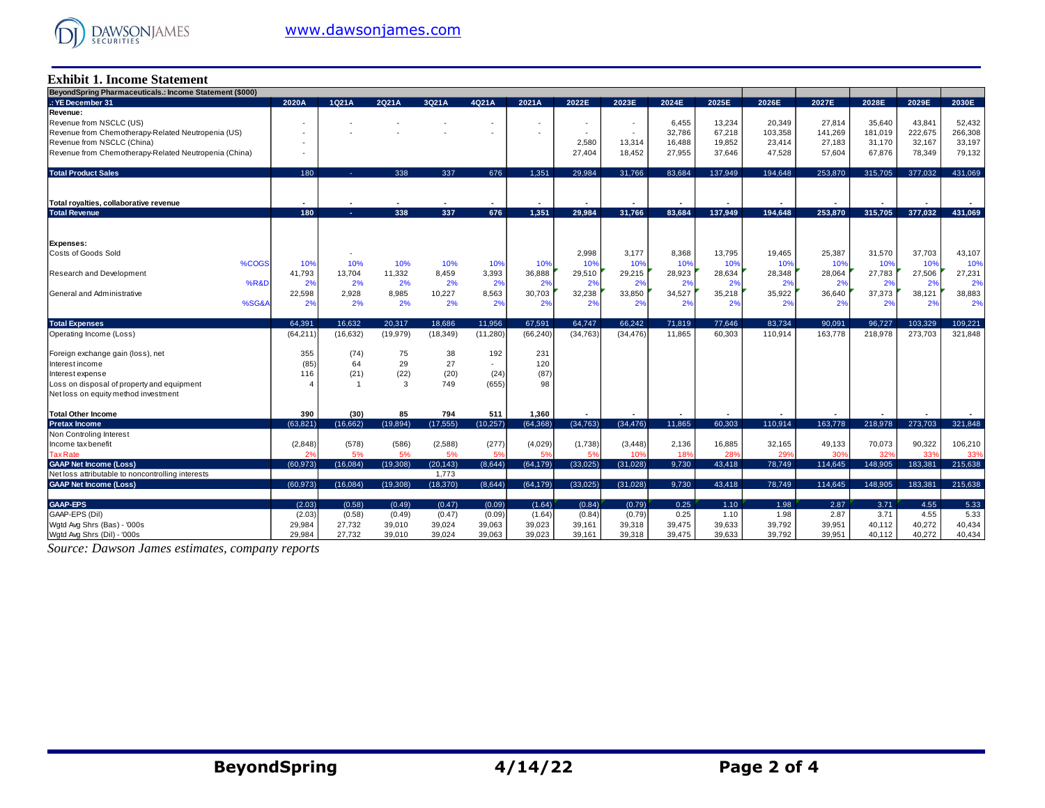## Exhibit 1. Income Statement

| BeyondSpring Pharmaceuticals.: Income Statement ($000) | | | | | | | | | | | | | | | | |
|---|---|---|---|---|---|---|---|---|---|---|---|---|---|---|---|---|
| .: YE December 31 | | 2020A | 1Q21A | 2Q21A | 3Q21A | 4Q21A | 2021A | 2022E | 2023E | 2024E | 2025E | 2026E | 2027E | 2028E | 2029E | 2030E |
| **Revenue:** | | | | | | | | | | | | | | | | |
| Revenue from NSCLC (US) | | - | - | - | - | - | - | - | - | 6,455 | 13,234 | 20,349 | 27,814 | 35,640 | 43,841 | 52,432 |
| Revenue from Chemotherapy-Related Neutropenia (US) | | - | - | - | - | - | - | - | - | 32,786 | 67,218 | 103,358 | 141,269 | 181,019 | 222,675 | 266,308 |
| Revenue from NSCLC (China) | | - | | | | | | 2,580 | 13,314 | 16,488 | 19,852 | 23,414 | 27,183 | 31,170 | 32,167 | 33,197 |
| Revenue from Chemotherapy-Related Neutropenia (China) | | - | | | | | | 27,404 | 18,452 | 27,955 | 37,646 | 47,528 | 57,604 | 67,876 | 78,349 | 79,132 |
| **Total Product Sales** | | 180 | - | 338 | 337 | 676 | 1,351 | 29,984 | 31,766 | 83,684 | 137,949 | 194,648 | 253,870 | 315,705 | 377,032 | 431,069 |
| **Total royalties, collaborative revenue** | | - | - | - | - | - | - | - | - | - | - | - | - | - | - | - |
| **Total Revenue** | | 180 | - | 338 | 337 | 676 | 1,351 | 29,984 | 31,766 | 83,684 | 137,949 | 194,648 | 253,870 | 315,705 | 377,032 | 431,069 |
| **Expenses:** | | | | | | | | | | | | | | | | |
| Costs of Goods Sold | | | - | | | | | 2,998 | 3,177 | 8,368 | 13,795 | 19,465 | 25,387 | 31,570 | 37,703 | 43,107 |
| | %COGS | 10% | 10% | 10% | 10% | 10% | 10% | 10% | 10% | 10% | 10% | 10% | 10% | 10% | 10% | 10% |
| Research and Development | | 41,793 | 13,704 | 11,332 | 8,459 | 3,393 | 36,888 | 29,510 | 29,215 | 28,923 | 28,634 | 28,348 | 28,064 | 27,783 | 27,506 | 27,231 |
| | %R&D | 2% | 2% | 2% | 2% | 2% | 2% | 2% | 2% | 2% | 2% | 2% | 2% | 2% | 2% | 2% |
| General and Administrative | | 22,598 | 2,928 | 8,985 | 10,227 | 8,563 | 30,703 | 32,238 | 33,850 | 34,527 | 35,218 | 35,922 | 36,640 | 37,373 | 38,121 | 38,883 |
| | %SG&A | 2% | 2% | 2% | 2% | 2% | 2% | 2% | 2% | 2% | 2% | 2% | 2% | 2% | 2% | 2% |
| **Total Expenses** | | 64,391 | 16,632 | 20,317 | 18,686 | 11,956 | 67,591 | 64,747 | 66,242 | 71,819 | 77,646 | 83,734 | 90,091 | 96,727 | 103,329 | 109,221 |
| Operating Income (Loss) | | (64,211) | (16,632) | (19,979) | (18,349) | (11,280) | (66,240) | (34,763) | (34,476) | 11,865 | 60,303 | 110,914 | 163,778 | 218,978 | 273,703 | 321,848 |
| Foreign exchange gain (loss), net | | 355 | (74) | 75 | 38 | 192 | 231 | | | | | | | | | |
| Interest income | | (85) | 64 | 29 | 27 | - | 120 | | | | | | | | | |
| Interest expense | | 116 | (21) | (22) | (20) | (24) | (87) | | | | | | | | | |
| Loss on disposal of property and equipment | | 4 | 1 | 3 | 749 | (655) | 98 | | | | | | | | | |
| Net loss on equity method investment | | | | | | | | | | | | | | | | |
| **Total Other Income** | | 390 | (30) | 85 | 794 | 511 | 1,360 | - | - | - | - | - | - | - | - | - |
| **Pretax Income** | | (63,821) | (16,662) | (19,894) | (17,555) | (10,257) | (64,368) | (34,763) | (34,476) | 11,865 | 60,303 | 110,914 | 163,778 | 218,978 | 273,703 | 321,848 |
| Non Controling Interest | | | | | | | | | | | | | | | | |
| Income tax benefit | | (2,848) | (578) | (586) | (2,588) | (277) | (4,029) | (1,738) | (3,448) | 2,136 | 16,885 | 32,165 | 49,133 | 70,073 | 90,322 | 106,210 |
| Tax Rate | | 2% | 5% | 5% | 5% | 5% | 5% | 5% | 10% | 18% | 28% | 29% | 30% | 32% | 33% | 33% |
| **GAAP Net Income (Loss)** | | (60,973) | (16,084) | (19,308) | (20,143) | (8,644) | (64,179) | (33,025) | (31,028) | 9,730 | 43,418 | 78,749 | 114,645 | 148,905 | 183,381 | 215,638 |
| Net loss attributable to noncontrolling interests | | | | | 1,773 | | | | | | | | | | | |
| **GAAP Net Income (Loss)** | | (60,973) | (16,084) | (19,308) | (18,370) | (8,644) | (64,179) | (33,025) | (31,028) | 9,730 | 43,418 | 78,749 | 114,645 | 148,905 | 183,381 | 215,638 |
| **GAAP-EPS** | | (2.03) | (0.58) | (0.49) | (0.47) | (0.09) | (1.64) | (0.84) | (0.79) | 0.25 | 1.10 | 1.98 | 2.87 | 3.71 | 4.55 | 5.33 |
| GAAP-EPS (Dil) | | (2.03) | (0.58) | (0.49) | (0.47) | (0.09) | (1.64) | (0.84) | (0.79) | 0.25 | 1.10 | 1.98 | 2.87 | 3.71 | 4.55 | 5.33 |
| Wgtd Avg Shrs (Bas) - '000s | | 29,984 | 27,732 | 39,010 | 39,024 | 39,063 | 39,023 | 39,161 | 39,318 | 39,475 | 39,633 | 39,792 | 39,951 | 40,112 | 40,272 | 40,434 |
| Wgtd Avg Shrs (Dil) - '000s | | 29,984 | 27,732 | 39,010 | 39,024 | 39,063 | 39,023 | 39,161 | 39,318 | 39,475 | 39,633 | 39,792 | 39,951 | 40,112 | 40,272 | 40,434 |

*Source: Dawson James estimates, company reports*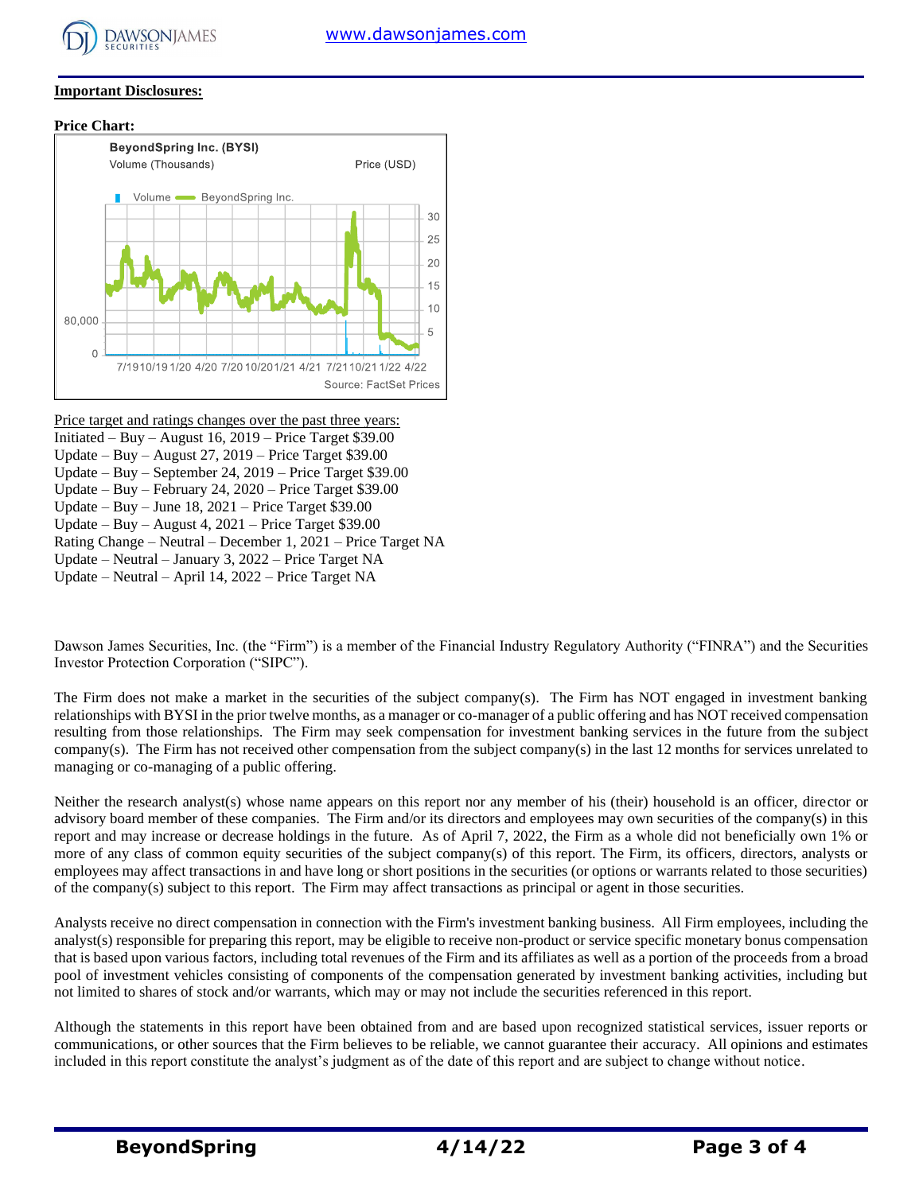**Important Disclosures:**

**Price Chart:**

Price target and ratings changes over the past three years:

Initiated – Buy – August 16, 2019 – Price Target $39.00
Update – Buy – August 27, 2019 – Price Target $39.00
Update – Buy – September 24, 2019 – Price Target $39.00
Update – Buy – February 24, 2020 – Price Target $39.00
Update – Buy – June 18, 2021 – Price Target $39.00
Update – Buy – August 4, 2021 – Price Target $39.00
Rating Change – Neutral – December 1, 2021 – Price Target NA
Update – Neutral – January 3, 2022 – Price Target NA
Update – Neutral – April 14, 2022 – Price Target NA

Dawson James Securities, Inc. (the "Firm") is a member of the Financial Industry Regulatory Authority ("FINRA") and the Securities Investor Protection Corporation ("SIPC").

The Firm does not make a market in the securities of the subject company(s). The Firm has NOT engaged in investment banking relationships with BYSI in the prior twelve months, as a manager or co-manager of a public offering and has NOT received compensation resulting from those relationships. The Firm may seek compensation for investment banking services in the future from the subject company(s). The Firm has not received other compensation from the subject company(s) in the last 12 months for services unrelated to managing or co-managing of a public offering.

Neither the research analyst(s) whose name appears on this report nor any member of his (their) household is an officer, director or advisory board member of these companies. The Firm and/or its directors and employees may own securities of the company(s) in this report and may increase or decrease holdings in the future. As of April 7, 2022, the Firm as a whole did not beneficially own 1% or more of any class of common equity securities of the subject company(s) of this report. The Firm, its officers, directors, analysts or employees may affect transactions in and have long or short positions in the securities (or options or warrants related to those securities) of the company(s) subject to this report. The Firm may affect transactions as principal or agent in those securities.

Analysts receive no direct compensation in connection with the Firm's investment banking business. All Firm employees, including the analyst(s) responsible for preparing this report, may be eligible to receive non-product or service specific monetary bonus compensation that is based upon various factors, including total revenues of the Firm and its affiliates as well as a portion of the proceeds from a broad pool of investment vehicles consisting of components of the compensation generated by investment banking activities, including but not limited to shares of stock and/or warrants, which may or may not include the securities referenced in this report.

Although the statements in this report have been obtained from and are based upon recognized statistical services, issuer reports or communications, or other sources that the Firm believes to be reliable, we cannot guarantee their accuracy. All opinions and estimates included in this report constitute the analyst's judgment as of the date of this report and are subject to change without notice.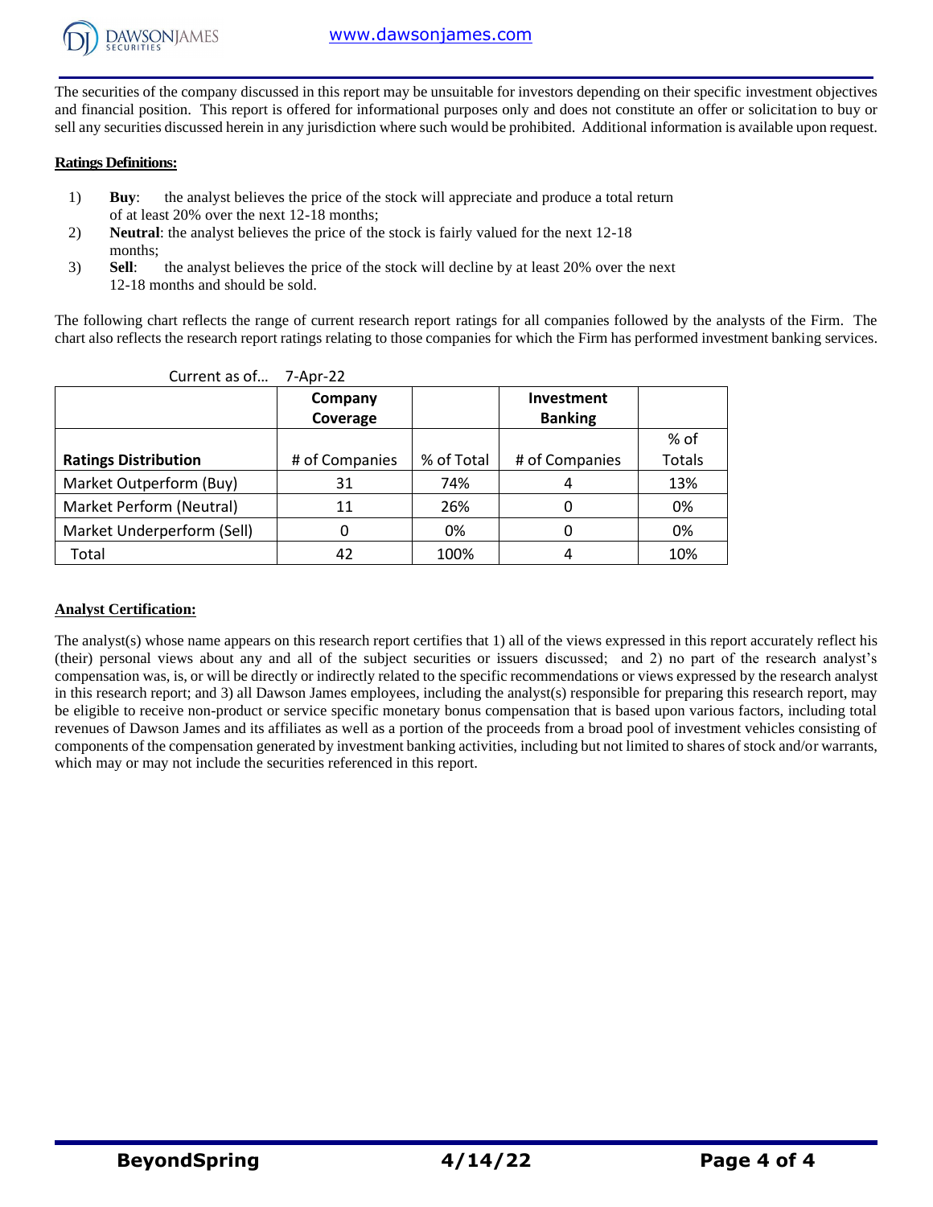The securities of the company discussed in this report may be unsuitable for investors depending on their specific investment objectives and financial position. This report is offered for informational purposes only and does not constitute an offer or solicitation to buy or sell any securities discussed herein in any jurisdiction where such would be prohibited. Additional information is available upon request.

**Ratings Definitions:**

1) **Buy**: the analyst believes the price of the stock will appreciate and produce a total return of at least 20% over the next 12-18 months;
2) **Neutral**: the analyst believes the price of the stock is fairly valued for the next 12-18 months;
3) **Sell**: the analyst believes the price of the stock will decline by at least 20% over the next 12-18 months and should be sold.

The following chart reflects the range of current research report ratings for all companies followed by the analysts of the Firm. The chart also reflects the research report ratings relating to those companies for which the Firm has performed investment banking services.

Current as of... 7-Apr-22

| | Company Coverage | | Investment Banking | |
|---|---|---|---|---|
| **Ratings Distribution** | # of Companies | % of Total | # of Companies | % of Totals |
| Market Outperform (Buy) | 31 | 74% | 4 | 13% |
| Market Perform (Neutral) | 11 | 26% | 0 | 0% |
| Market Underperform (Sell) | 0 | 0% | 0 | 0% |
| Total | 42 | 100% | 4 | 10% |

**Analyst Certification:**

The analyst(s) whose name appears on this research report certifies that 1) all of the views expressed in this report accurately reflect his (their) personal views about any and all of the subject securities or issuers discussed; and 2) no part of the research analyst's compensation was, is, or will be directly or indirectly related to the specific recommendations or views expressed by the research analyst in this research report; and 3) all Dawson James employees, including the analyst(s) responsible for preparing this research report, may be eligible to receive non-product or service specific monetary bonus compensation that is based upon various factors, including total revenues of Dawson James and its affiliates as well as a portion of the proceeds from a broad pool of investment vehicles consisting of components of the compensation generated by investment banking activities, including but not limited to shares of stock and/or warrants, which may or may not include the securities referenced in this report.